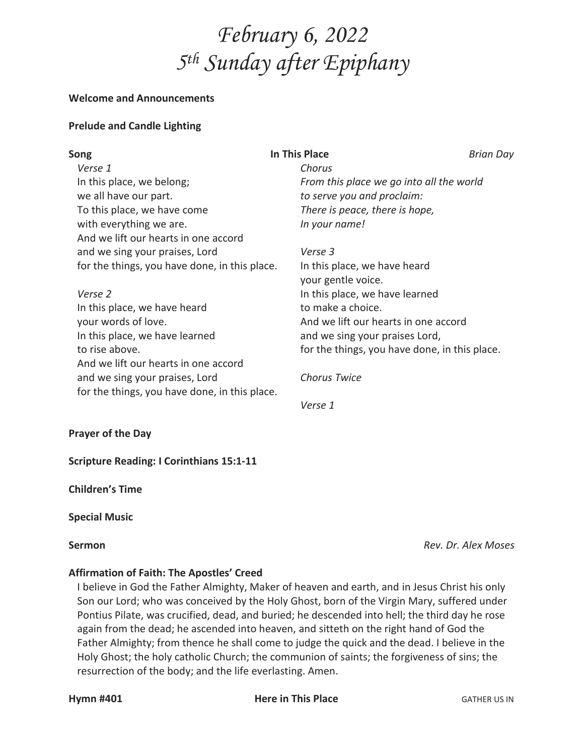# *February 6, 2022*
# *5th Sunday after Epiphany*

**Welcome and Announcements**

**Prelude and Candle Lighting**

**Song** **In This Place** *Brian Day*

*Verse 1*
In this place, we belong;
we all have our part.
To this place, we have come
with everything we are.
And we lift our hearts in one accord
and we sing your praises, Lord
for the things, you have done, in this place.

*Verse 2*
In this place, we have heard
your words of love.
In this place, we have learned
to rise above.
And we lift our hearts in one accord
and we sing your praises, Lord
for the things, you have done, in this place.

*Chorus*
*From this place we go into all the world*
*to serve you and proclaim:*
*There is peace, there is hope,*
*In your name!*

*Verse 3*
In this place, we have heard
your gentle voice.
In this place, we have learned
to make a choice.
And we lift our hearts in one accord
and we sing your praises Lord,
for the things, you have done, in this place.

*Chorus Twice*

*Verse 1*

**Prayer of the Day**

**Scripture Reading: I Corinthians 15:1-11**

**Children's Time**

**Special Music**

**Sermon** *Rev. Dr. Alex Moses*

**Affirmation of Faith: The Apostles' Creed**

I believe in God the Father Almighty, Maker of heaven and earth, and in Jesus Christ his only Son our Lord; who was conceived by the Holy Ghost, born of the Virgin Mary, suffered under Pontius Pilate, was crucified, dead, and buried; he descended into hell; the third day he rose again from the dead; he ascended into heaven, and sitteth on the right hand of God the Father Almighty; from thence he shall come to judge the quick and the dead. I believe in the Holy Ghost; the holy catholic Church; the communion of saints; the forgiveness of sins; the resurrection of the body; and the life everlasting. Amen.

**Hymn #401** **Here in This Place** GATHER US IN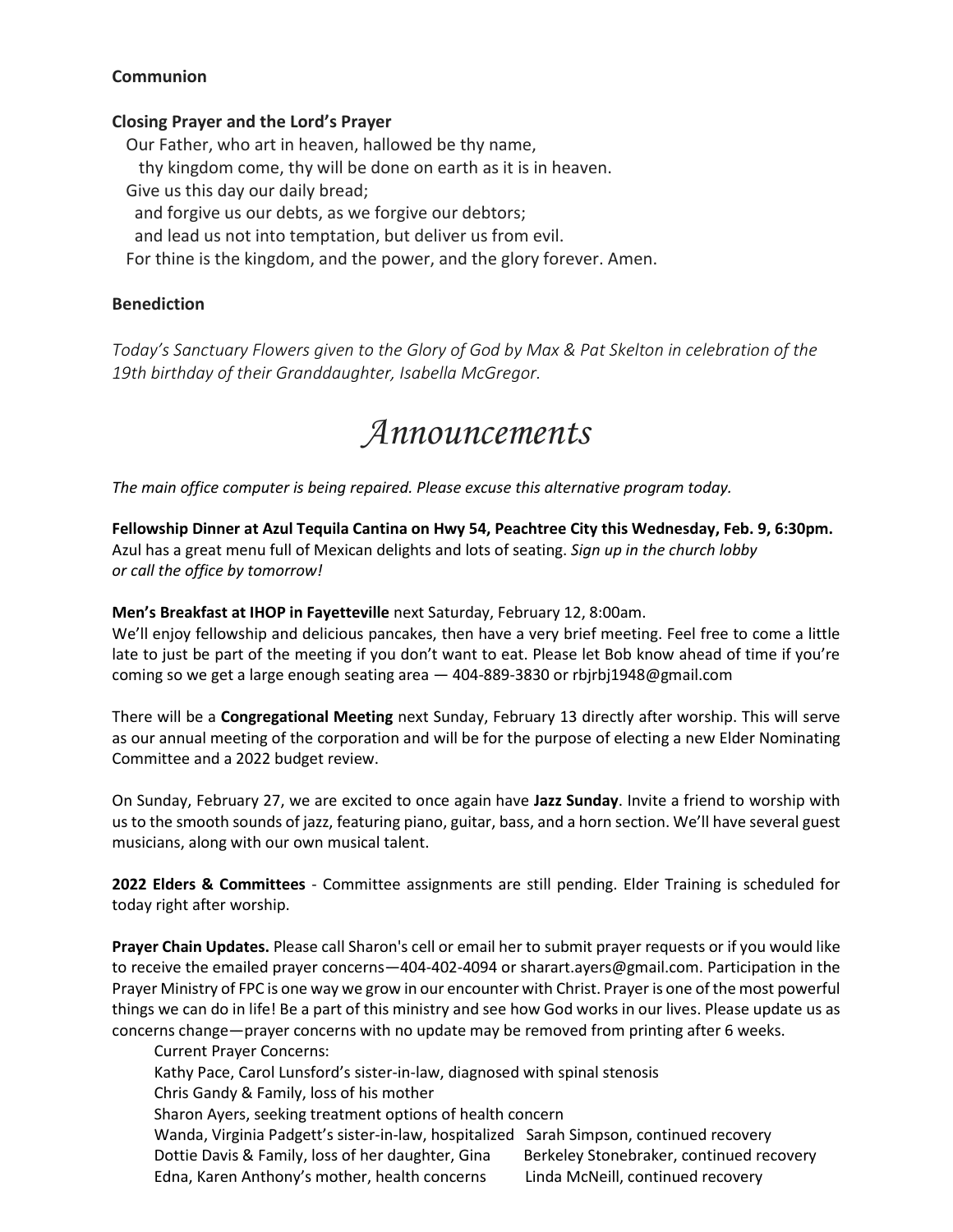**Communion**

**Closing Prayer and the Lord's Prayer**

Our Father, who art in heaven, hallowed be thy name,  
thy kingdom come, thy will be done on earth as it is in heaven.  
Give us this day our daily bread;  
and forgive us our debts, as we forgive our debtors;  
and lead us not into temptation, but deliver us from evil.  
For thine is the kingdom, and the power, and the glory forever. Amen.

**Benediction**

*Today's Sanctuary Flowers given to the Glory of God by Max & Pat Skelton in celebration of the 19th birthday of their Granddaughter, Isabella McGregor.*

# *Announcements*

*The main office computer is being repaired. Please excuse this alternative program today.*

**Fellowship Dinner at Azul Tequila Cantina on Hwy 54, Peachtree City this Wednesday, Feb. 9, 6:30pm.** Azul has a great menu full of Mexican delights and lots of seating. *Sign up in the church lobby or call the office by tomorrow!*

**Men's Breakfast at IHOP in Fayetteville** next Saturday, February 12, 8:00am.
We'll enjoy fellowship and delicious pancakes, then have a very brief meeting. Feel free to come a little late to just be part of the meeting if you don't want to eat. Please let Bob know ahead of time if you're coming so we get a large enough seating area — 404-889-3830 or rbjrbj1948@gmail.com

There will be a **Congregational Meeting** next Sunday, February 13 directly after worship. This will serve as our annual meeting of the corporation and will be for the purpose of electing a new Elder Nominating Committee and a 2022 budget review.

On Sunday, February 27, we are excited to once again have **Jazz Sunday**. Invite a friend to worship with us to the smooth sounds of jazz, featuring piano, guitar, bass, and a horn section. We'll have several guest musicians, along with our own musical talent.

**2022 Elders & Committees** - Committee assignments are still pending. Elder Training is scheduled for today right after worship.

**Prayer Chain Updates.** Please call Sharon's cell or email her to submit prayer requests or if you would like to receive the emailed prayer concerns—404-402-4094 or sharart.ayers@gmail.com. Participation in the Prayer Ministry of FPC is one way we grow in our encounter with Christ. Prayer is one of the most powerful things we can do in life! Be a part of this ministry and see how God works in our lives. Please update us as concerns change—prayer concerns with no update may be removed from printing after 6 weeks.

Current Prayer Concerns:  
Kathy Pace, Carol Lunsford's sister-in-law, diagnosed with spinal stenosis  
Chris Gandy & Family, loss of his mother  
Sharon Ayers, seeking treatment options of health concern  
Wanda, Virginia Padgett's sister-in-law, hospitalized  
Dottie Davis & Family, loss of her daughter, Gina  
Edna, Karen Anthony's mother, health concerns  
Sarah Simpson, continued recovery  
Berkeley Stonebraker, continued recovery  
Linda McNeill, continued recovery